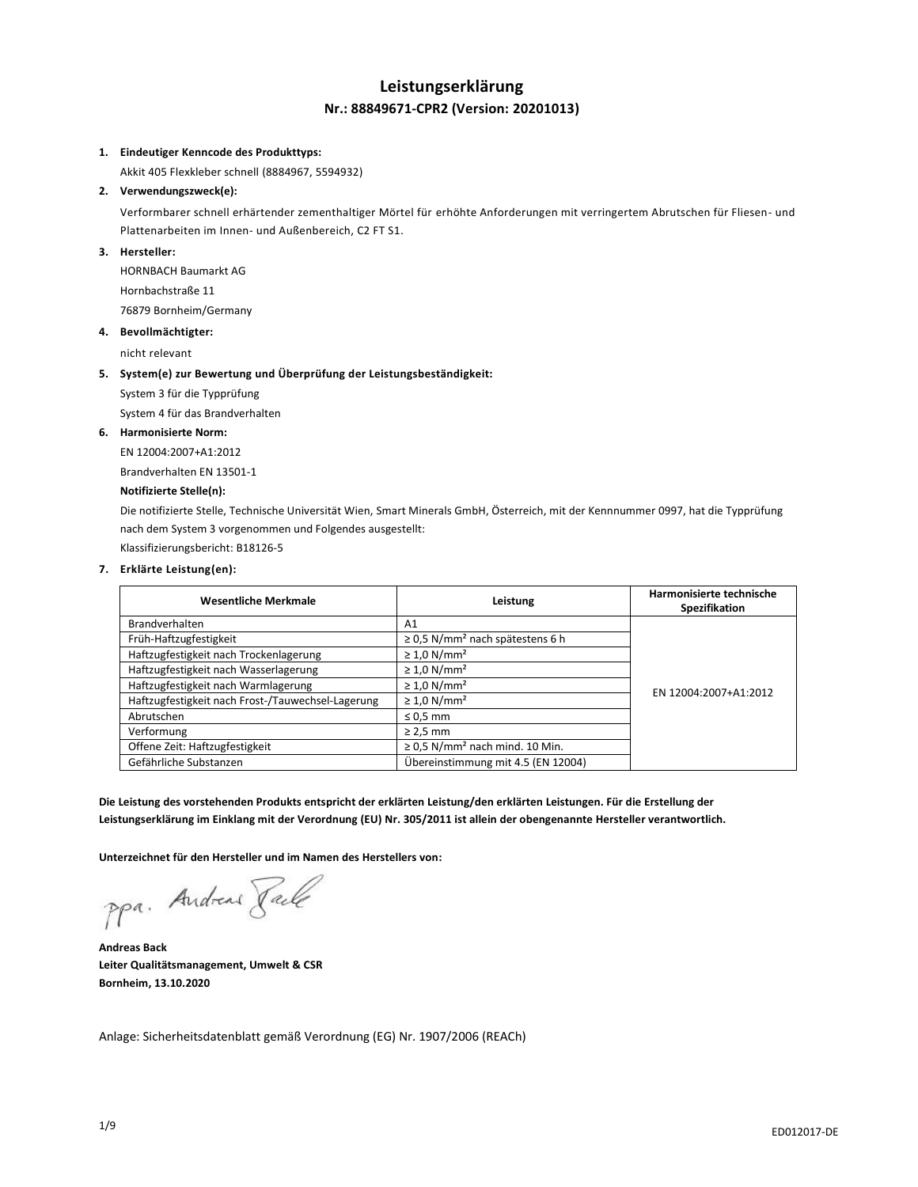# Leistungserklärung

## Nr.: 88849671-CPR2 (Version: 20201013)

1. **Eindeutiger Kenncode des Produkttyps:**
   Akkit 405 Flexkleber schnell (8884967, 5594932)
2. **Verwendungszweck(e):**
   Verformbarer schnell erhärtender zementhaltiger Mörtel für erhöhte Anforderungen mit verringertem Abrutschen für Fliesen- und Plattenarbeiten im Innen- und Außenbereich, C2 FT S1.
3. **Hersteller:**
   HORNBACH Baumarkt AG
   Hornbachstraße 11
   76879 Bornheim/Germany
4. **Bevollmächtigter:**
   nicht relevant
5. **System(e) zur Bewertung und Überprüfung der Leistungsbeständigkeit:**
   System 3 für die Typprüfung
   System 4 für das Brandverhalten
6. **Harmonisierte Norm:**
   EN 12004:2007+A1:2012
   Brandverhalten EN 13501-1
   **Notifizierte Stelle(n):**
   Die notifizierte Stelle, Technische Universität Wien, Smart Minerals GmbH, Österreich, mit der Kennnummer 0997, hat die Typprüfung nach dem System 3 vorgenommen und Folgendes ausgestellt:
   Klassifizierungsbericht: B18126-5
7. **Erklärte Leistung(en):**

| Wesentliche Merkmale | Leistung | Harmonisierte technische Spezifikation |
|---|---|---|
| Brandverhalten | A1 | EN 12004:2007+A1:2012 |
| Früh-Haftzugfestigkeit | ≥ 0,5 N/mm² nach spätestens 6 h | |
| Haftzugfestigkeit nach Trockenlagerung | ≥ 1,0 N/mm² | |
| Haftzugfestigkeit nach Wasserlagerung | ≥ 1,0 N/mm² | |
| Haftzugfestigkeit nach Warmlagerung | ≥ 1,0 N/mm² | |
| Haftzugfestigkeit nach Frost-/Tauwechsel-Lagerung | ≥ 1,0 N/mm² | |
| Abrutschen | ≤ 0,5 mm | |
| Verformung | ≥ 2,5 mm | |
| Offene Zeit: Haftzugfestigkeit | ≥ 0,5 N/mm² nach mind. 10 Min. | |
| Gefährliche Substanzen | Übereinstimmung mit 4.5 (EN 12004) | |

**Die Leistung des vorstehenden Produkts entspricht der erklärten Leistung/den erklärten Leistungen. Für die Erstellung der Leistungserklärung im Einklang mit der Verordnung (EU) Nr. 305/2011 ist allein der obengenannte Hersteller verantwortlich.**

**Unterzeichnet für den Hersteller und im Namen des Herstellers von:**

ppa. Andreas Back

**Andreas Back**
**Leiter Qualitätsmanagement, Umwelt & CSR**
**Bornheim, 13.10.2020**

Anlage: Sicherheitsdatenblatt gemäß Verordnung (EG) Nr. 1907/2006 (REACh)

ED012017-DE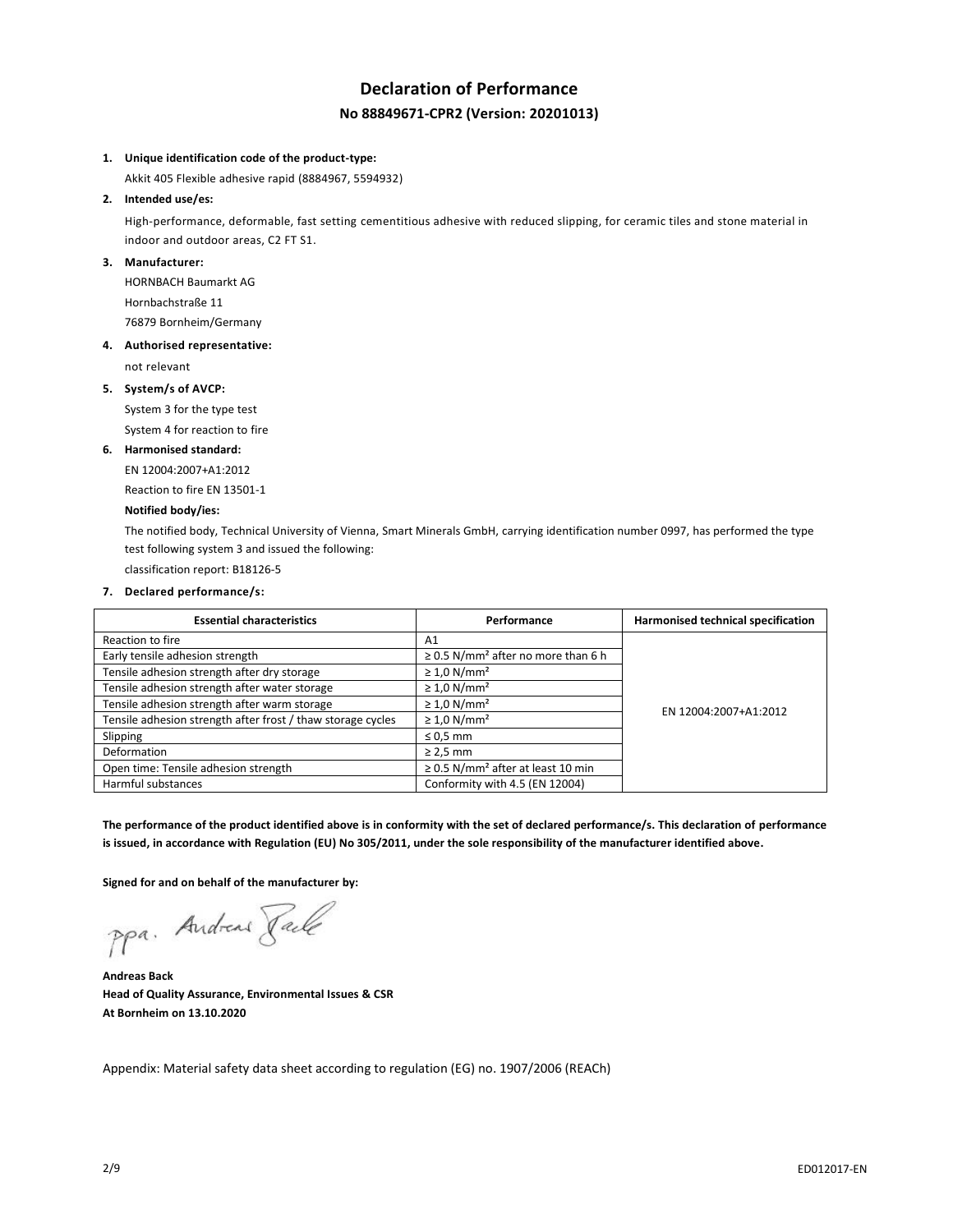# Declaration of Performance

## No 88849671-CPR2 (Version: 20201013)

1. **Unique identification code of the product-type:**

   Akkit 405 Flexible adhesive rapid (8884967, 5594932)

2. **Intended use/es:**

   High-performance, deformable, fast setting cementitious adhesive with reduced slipping, for ceramic tiles and stone material in indoor and outdoor areas, C2 FT S1.

3. **Manufacturer:**

   HORNBACH Baumarkt AG
   Hornbachstraße 11
   76879 Bornheim/Germany

4. **Authorised representative:**

   not relevant

5. **System/s of AVCP:**

   System 3 for the type test
   System 4 for reaction to fire

6. **Harmonised standard:**

   EN 12004:2007+A1:2012
   Reaction to fire EN 13501-1

   **Notified body/ies:**

   The notified body, Technical University of Vienna, Smart Minerals GmbH, carrying identification number 0997, has performed the type test following system 3 and issued the following:
   classification report: B18126-5

7. **Declared performance/s:**

| Essential characteristics | Performance | Harmonised technical specification |
|---|---|---|
| Reaction to fire | A1 | EN 12004:2007+A1:2012 |
| Early tensile adhesion strength | ≥ 0.5 N/mm² after no more than 6 h | |
| Tensile adhesion strength after dry storage | ≥ 1,0 N/mm² | |
| Tensile adhesion strength after water storage | ≥ 1,0 N/mm² | |
| Tensile adhesion strength after warm storage | ≥ 1,0 N/mm² | |
| Tensile adhesion strength after frost / thaw storage cycles | ≥ 1,0 N/mm² | |
| Slipping | ≤ 0,5 mm | |
| Deformation | ≥ 2,5 mm | |
| Open time: Tensile adhesion strength | ≥ 0.5 N/mm² after at least 10 min | |
| Harmful substances | Conformity with 4.5 (EN 12004) | |

**The performance of the product identified above is in conformity with the set of declared performance/s. This declaration of performance is issued, in accordance with Regulation (EU) No 305/2011, under the sole responsibility of the manufacturer identified above.**

**Signed for and on behalf of the manufacturer by:**

ppa. Andreas Back

**Andreas Back**
**Head of Quality Assurance, Environmental Issues & CSR**
**At Bornheim on 13.10.2020**

Appendix: Material safety data sheet according to regulation (EG) no. 1907/2006 (REACh)

ED012017-EN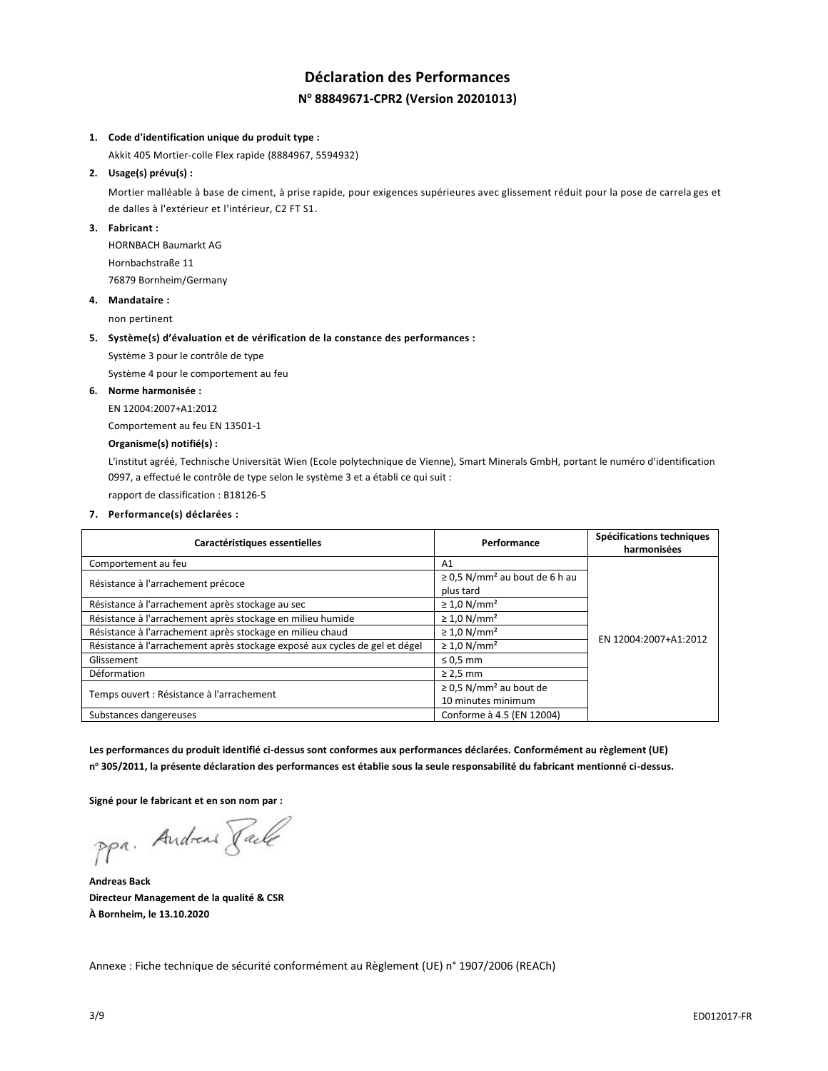# Déclaration des Performances

## N° 88849671-CPR2 (Version 20201013)

1. **Code d'identification unique du produit type :**

   Akkit 405 Mortier-colle Flex rapide (8884967, 5594932)

2. **Usage(s) prévu(s) :**

   Mortier malléable à base de ciment, à prise rapide, pour exigences supérieures avec glissement réduit pour la pose de carrelages et de dalles à l'extérieur et l'intérieur, C2 FT S1.

3. **Fabricant :**

   HORNBACH Baumarkt AG
   Hornbachstraße 11
   76879 Bornheim/Germany

4. **Mandataire :**

   non pertinent

5. **Système(s) d'évaluation et de vérification de la constance des performances :**

   Système 3 pour le contrôle de type
   Système 4 pour le comportement au feu

6. **Norme harmonisée :**

   EN 12004:2007+A1:2012
   Comportement au feu EN 13501-1

   **Organisme(s) notifié(s) :**

   L'institut agréé, Technische Universität Wien (Ecole polytechnique de Vienne), Smart Minerals GmbH, portant le numéro d'identification 0997, a effectué le contrôle de type selon le système 3 et a établi ce qui suit :
   rapport de classification : B18126-5

7. **Performance(s) déclarées :**

| Caractéristiques essentielles | Performance | Spécifications techniques harmonisées |
|---|---|---|
| Comportement au feu | A1 | EN 12004:2007+A1:2012 |
| Résistance à l'arrachement précoce | ≥ 0,5 N/mm² au bout de 6 h au plus tard | |
| Résistance à l'arrachement après stockage au sec | ≥ 1,0 N/mm² | |
| Résistance à l'arrachement après stockage en milieu humide | ≥ 1,0 N/mm² | |
| Résistance à l'arrachement après stockage en milieu chaud | ≥ 1,0 N/mm² | |
| Résistance à l'arrachement après stockage exposé aux cycles de gel et dégel | ≥ 1,0 N/mm² | |
| Glissement | ≤ 0,5 mm | |
| Déformation | ≥ 2,5 mm | |
| Temps ouvert : Résistance à l'arrachement | ≥ 0,5 N/mm² au bout de 10 minutes minimum | |
| Substances dangereuses | Conforme à 4.5 (EN 12004) | |

**Les performances du produit identifié ci-dessus sont conformes aux performances déclarées. Conformément au règlement (UE) n° 305/2011, la présente déclaration des performances est établie sous la seule responsabilité du fabricant mentionné ci-dessus.**

**Signé pour le fabricant et en son nom par :**

ppa. Andreas Back

**Andreas Back**
**Directeur Management de la qualité & CSR**
**À Bornheim, le 13.10.2020**

Annexe : Fiche technique de sécurité conformément au Règlement (UE) n° 1907/2006 (REACh)

ED012017-FR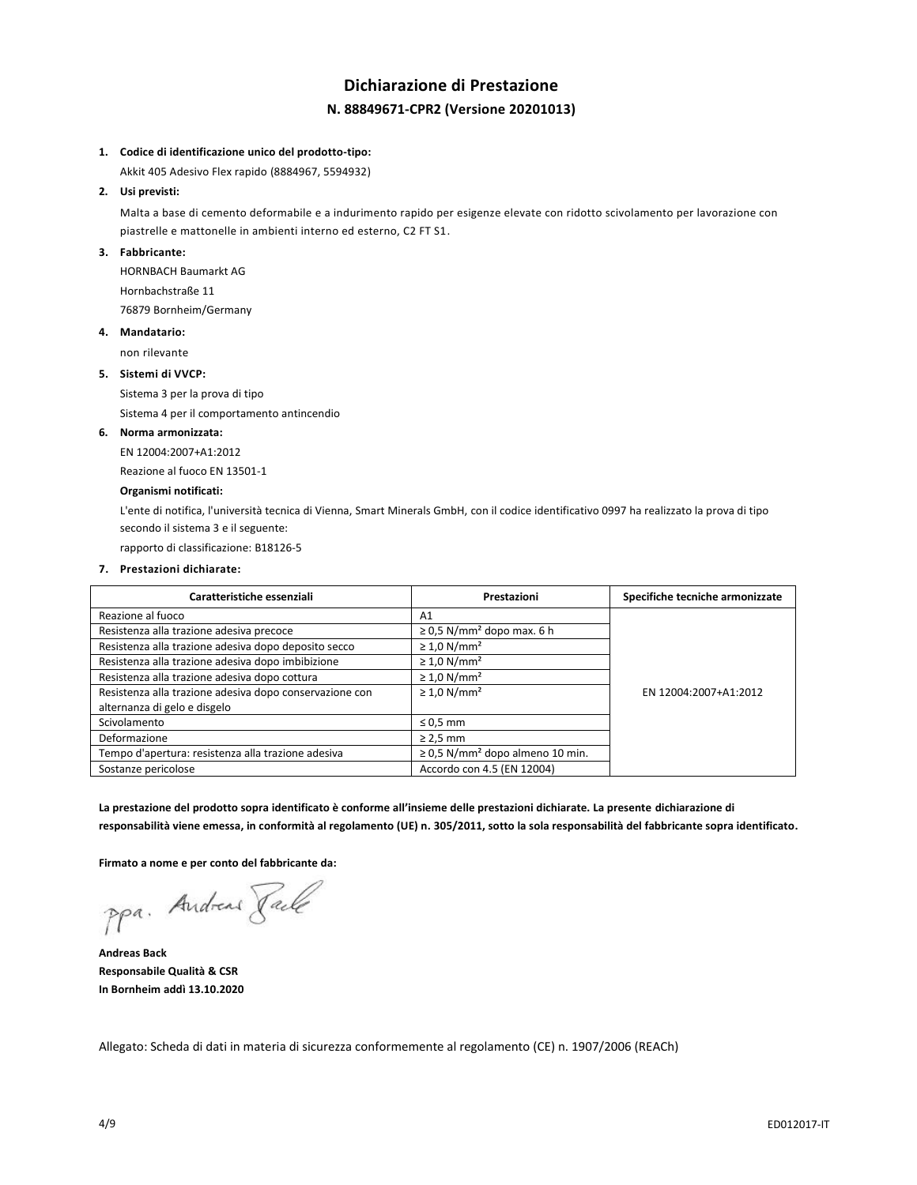# Dichiarazione di Prestazione

## N. 88849671-CPR2 (Versione 20201013)

1. **Codice di identificazione unico del prodotto-tipo:**

   Akkit 405 Adesivo Flex rapido (8884967, 5594932)

2. **Usi previsti:**

   Malta a base di cemento deformabile e a indurimento rapido per esigenze elevate con ridotto scivolamento per lavorazione con piastrelle e mattonelle in ambienti interno ed esterno, C2 FT S1.

3. **Fabbricante:**

   HORNBACH Baumarkt AG
   Hornbachstraße 11
   76879 Bornheim/Germany

4. **Mandatario:**

   non rilevante

5. **Sistemi di VVCP:**

   Sistema 3 per la prova di tipo
   Sistema 4 per il comportamento antincendio

6. **Norma armonizzata:**

   EN 12004:2007+A1:2012
   Reazione al fuoco EN 13501-1

   **Organismi notificati:**

   L'ente di notifica, l'università tecnica di Vienna, Smart Minerals GmbH, con il codice identificativo 0997 ha realizzato la prova di tipo secondo il sistema 3 e il seguente:
   rapporto di classificazione: B18126-5

7. **Prestazioni dichiarate:**

| Caratteristiche essenziali | Prestazioni | Specifiche tecniche armonizzate |
|---|---|---|
| Reazione al fuoco | A1 | EN 12004:2007+A1:2012 |
| Resistenza alla trazione adesiva precoce | ≥ 0,5 N/mm² dopo max. 6 h | |
| Resistenza alla trazione adesiva dopo deposito secco | ≥ 1,0 N/mm² | |
| Resistenza alla trazione adesiva dopo imbibizione | ≥ 1,0 N/mm² | |
| Resistenza alla trazione adesiva dopo cottura | ≥ 1,0 N/mm² | |
| Resistenza alla trazione adesiva dopo conservazione con alternanza di gelo e disgelo | ≥ 1,0 N/mm² | |
| Scivolamento | ≤ 0,5 mm | |
| Deformazione | ≥ 2,5 mm | |
| Tempo d'apertura: resistenza alla trazione adesiva | ≥ 0,5 N/mm² dopo almeno 10 min. | |
| Sostanze pericolose | Accordo con 4.5 (EN 12004) | |

**La prestazione del prodotto sopra identificato è conforme all'insieme delle prestazioni dichiarate. La presente dichiarazione di responsabilità viene emessa, in conformità al regolamento (UE) n. 305/2011, sotto la sola responsabilità del fabbricante sopra identificato.**

**Firmato a nome e per conto del fabbricante da:**

ppa. Andreas Back

**Andreas Back**
**Responsabile Qualità & CSR**
**In Bornheim addì 13.10.2020**

Allegato: Scheda di dati in materia di sicurezza conformemente al regolamento (CE) n. 1907/2006 (REACh)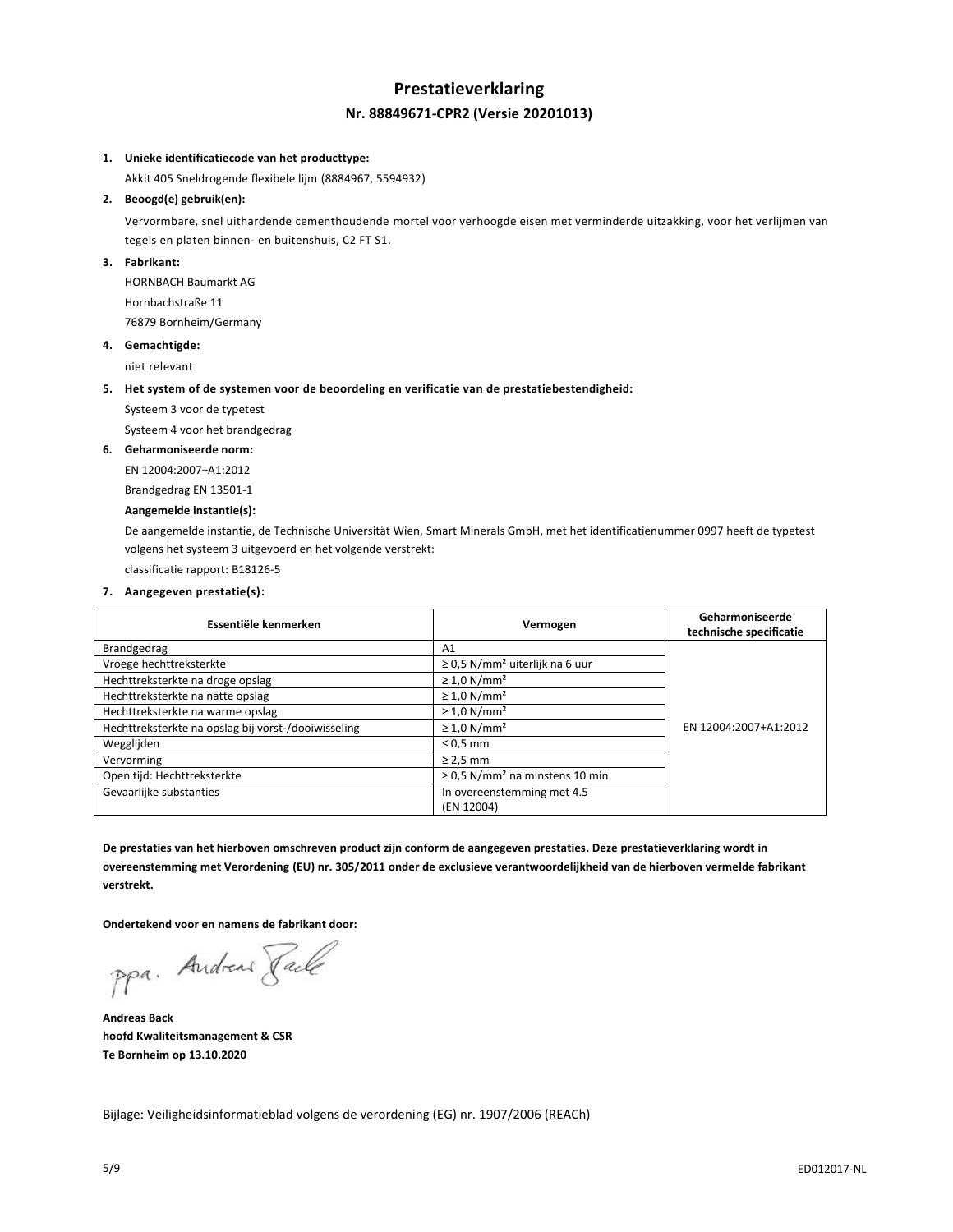# Prestatieverklaring

## Nr. 88849671-CPR2 (Versie 20201013)

1. **Unieke identificatiecode van het producttype:**

   Akkit 405 Sneldrogende flexibele lijm (8884967, 5594932)

2. **Beoogd(e) gebruik(en):**

   Vervormbare, snel uithardende cementhoudende mortel voor verhoogde eisen met verminderde uitzakking, voor het verlijmen van tegels en platen binnen- en buitenshuis, C2 FT S1.

3. **Fabrikant:**

   HORNBACH Baumarkt AG
   Hornbachstraße 11
   76879 Bornheim/Germany

4. **Gemachtigde:**

   niet relevant

5. **Het system of de systemen voor de beoordeling en verificatie van de prestatiebestendigheid:**

   Systeem 3 voor de typetest
   Systeem 4 voor het brandgedrag

6. **Geharmoniseerde norm:**

   EN 12004:2007+A1:2012
   Brandgedrag EN 13501-1

   **Aangemelde instantie(s):**

   De aangemelde instantie, de Technische Universität Wien, Smart Minerals GmbH, met het identificatienummer 0997 heeft de typetest volgens het systeem 3 uitgevoerd en het volgende verstrekt:
   classificatie rapport: B18126-5

7. **Aangegeven prestatie(s):**

| Essentiële kenmerken | Vermogen | Geharmoniseerde technische specificatie |
|---|---|---|
| Brandgedrag | A1 | EN 12004:2007+A1:2012 |
| Vroege hechttreksterkte | ≥ 0,5 N/mm² uiterlijk na 6 uur | |
| Hechttreksterkte na droge opslag | ≥ 1,0 N/mm² | |
| Hechttreksterkte na natte opslag | ≥ 1,0 N/mm² | |
| Hechttreksterkte na warme opslag | ≥ 1,0 N/mm² | |
| Hechttreksterkte na opslag bij vorst-/dooiwisseling | ≥ 1,0 N/mm² | |
| Wegglijden | ≤ 0,5 mm | |
| Vervorming | ≥ 2,5 mm | |
| Open tijd: Hechttreksterkte | ≥ 0,5 N/mm² na minstens 10 min | |
| Gevaarlijke substanties | In overeenstemming met 4.5 (EN 12004) | |

**De prestaties van het hierboven omschreven product zijn conform de aangegeven prestaties. Deze prestatieverklaring wordt in overeenstemming met Verordening (EU) nr. 305/2011 onder de exclusieve verantwoordelijkheid van de hierboven vermelde fabrikant verstrekt.**

**Ondertekend voor en namens de fabrikant door:**

ppa. Andreas Back

**Andreas Back**
**hoofd Kwaliteitsmanagement & CSR**
**Te Bornheim op 13.10.2020**

Bijlage: Veiligheidsinformatieblad volgens de verordening (EG) nr. 1907/2006 (REACh)

ED012017-NL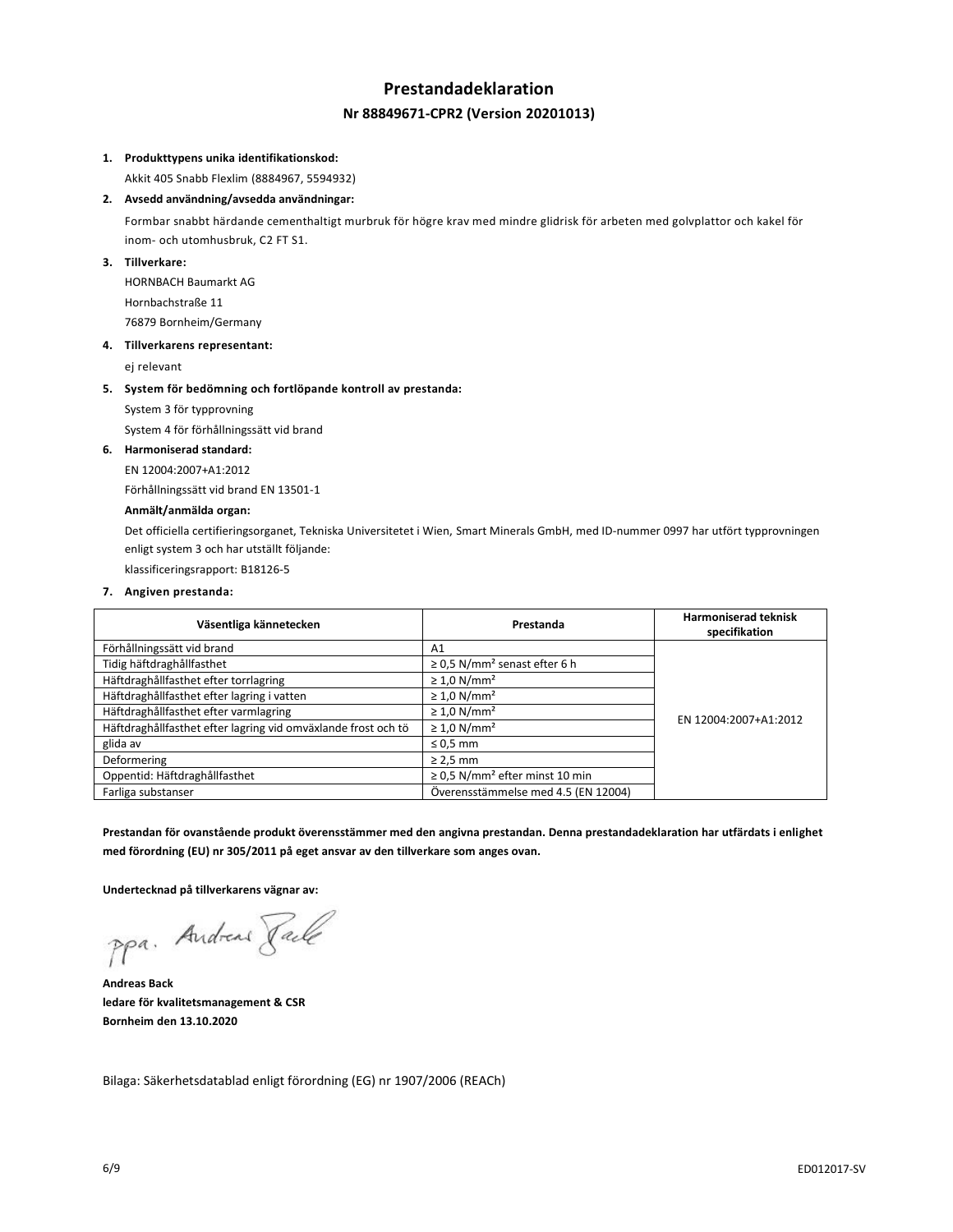# Prestandadeklaration

## Nr 88849671-CPR2 (Version 20201013)

1. **Produkttypens unika identifikationskod:**

   Akkit 405 Snabb Flexlim (8884967, 5594932)

2. **Avsedd användning/avsedda användningar:**

   Formbar snabbt härdande cementhaltigt murbruk för högre krav med mindre glidrisk för arbeten med golvplattor och kakel för inom- och utomhusbruk, C2 FT S1.

3. **Tillverkare:**

   HORNBACH Baumarkt AG

   Hornbachstraße 11

   76879 Bornheim/Germany

4. **Tillverkarens representant:**

   ej relevant

5. **System för bedömning och fortlöpande kontroll av prestanda:**

   System 3 för typprovning

   System 4 för förhållningssätt vid brand

6. **Harmoniserad standard:**

   EN 12004:2007+A1:2012

   Förhållningssätt vid brand EN 13501-1

   **Anmält/anmälda organ:**

   Det officiella certifieringsorganet, Tekniska Universitetet i Wien, Smart Minerals GmbH, med ID-nummer 0997 har utfört typprovningen enligt system 3 och har utställt följande:

   klassificeringsrapport: B18126-5

7. **Angiven prestanda:**

| Väsentliga kännetecken | Prestanda | Harmoniserad teknisk specifikation |
|---|---|---|
| Förhållningssätt vid brand | A1 | EN 12004:2007+A1:2012 |
| Tidig häftdraghållfasthet | ≥ 0,5 N/mm² senast efter 6 h | |
| Häftdraghållfasthet efter torrlagring | ≥ 1,0 N/mm² | |
| Häftdraghållfasthet efter lagring i vatten | ≥ 1,0 N/mm² | |
| Häftdraghållfasthet efter varmlagring | ≥ 1,0 N/mm² | |
| Häftdraghållfasthet efter lagring vid omväxlande frost och tö | ≥ 1,0 N/mm² | |
| glida av | ≤ 0,5 mm | |
| Deformering | ≥ 2,5 mm | |
| Oppentid: Häftdraghållfasthet | ≥ 0,5 N/mm² efter minst 10 min | |
| Farliga substanser | Överensstämmelse med 4.5 (EN 12004) | |

**Prestandan för ovanstående produkt överensstämmer med den angivna prestandan. Denna prestandadeklaration har utfärdats i enlighet med förordning (EU) nr 305/2011 på eget ansvar av den tillverkare som anges ovan.**

**Undertecknad på tillverkarens vägnar av:**

ppa. Andreas Back

**Andreas Back**
**ledare för kvalitetsmanagement & CSR**
**Bornheim den 13.10.2020**

Bilaga: Säkerhetsdatablad enligt förordning (EG) nr 1907/2006 (REACh)

ED012017-SV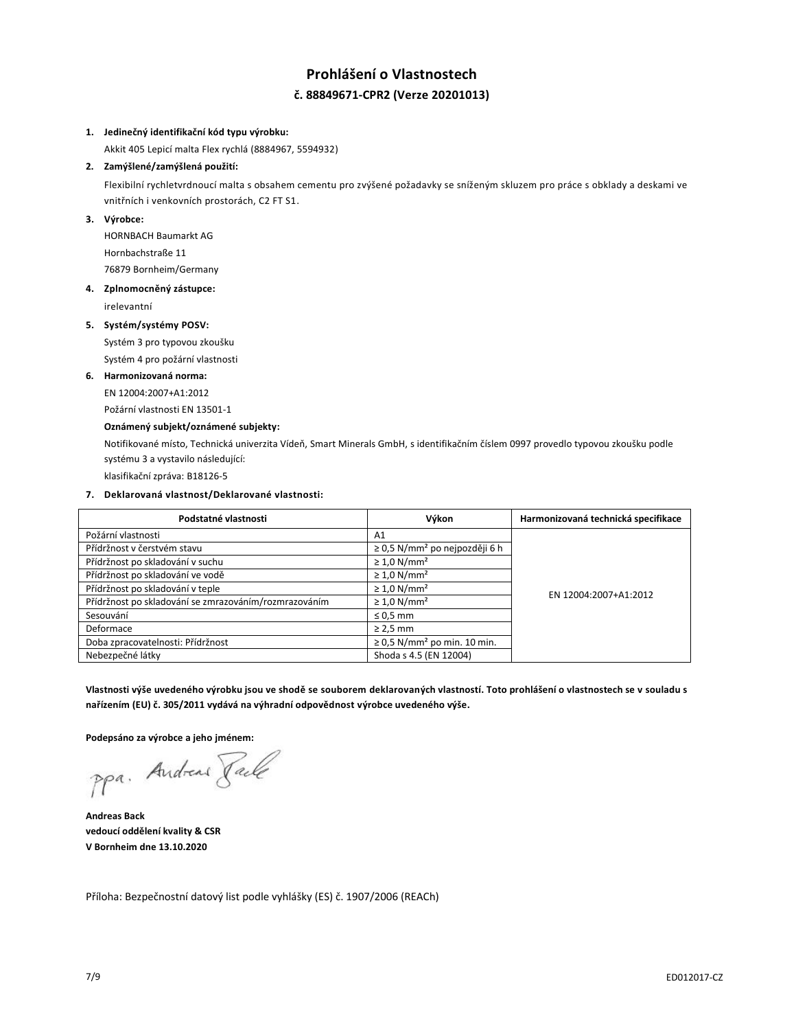# Prohlášení o Vlastnostech

## č. 88849671-CPR2 (Verze 20201013)

1. **Jedinečný identifikační kód typu výrobku:**

   Akkit 405 Lepicí malta Flex rychlá (8884967, 5594932)

2. **Zamýšlené/zamýšlená použití:**

   Flexibilní rychletvrdnoucí malta s obsahem cementu pro zvýšené požadavky se sníženým skluzem pro práce s obklady a deskami ve vnitřních i venkovních prostorách, C2 FT S1.

3. **Výrobce:**

   HORNBACH Baumarkt AG

   Hornbachstraße 11

   76879 Bornheim/Germany

4. **Zplnomocněný zástupce:**

   irelevantní

5. **Systém/systémy POSV:**

   Systém 3 pro typovou zkoušku

   Systém 4 pro požární vlastnosti

6. **Harmonizovaná norma:**

   EN 12004:2007+A1:2012

   Požární vlastnosti EN 13501-1

   **Oznámený subjekt/oznámené subjekty:**

   Notifikované místo, Technická univerzita Vídeň, Smart Minerals GmbH, s identifikačním číslem 0997 provedlo typovou zkoušku podle systému 3 a vystavilo následující:

   klasifikační zpráva: B18126-5

7. **Deklarovaná vlastnost/Deklarované vlastnosti:**

| Podstatné vlastnosti | Výkon | Harmonizovaná technická specifikace |
|---|---|---|
| Požární vlastnosti | A1 | EN 12004:2007+A1:2012 |
| Přídržnost v čerstvém stavu | ≥ 0,5 N/mm² po nejpozději 6 h | |
| Přídržnost po skladování v suchu | ≥ 1,0 N/mm² | |
| Přídržnost po skladování ve vodě | ≥ 1,0 N/mm² | |
| Přídržnost po skladování v teple | ≥ 1,0 N/mm² | |
| Přídržnost po skladování se zmrazováním/rozmrazováním | ≥ 1,0 N/mm² | |
| Sesouvání | ≤ 0,5 mm | |
| Deformace | ≥ 2,5 mm | |
| Doba zpracovatelnosti: Přídržnost | ≥ 0,5 N/mm² po min. 10 min. | |
| Nebezpečné látky | Shoda s 4.5 (EN 12004) | |

**Vlastnosti výše uvedeného výrobku jsou ve shodě se souborem deklarovaných vlastností. Toto prohlášení o vlastnostech se v souladu s nařízením (EU) č. 305/2011 vydává na výhradní odpovědnost výrobce uvedeného výše.**

**Podepsáno za výrobce a jeho jménem:**

ppa. Andreas Back

**Andreas Back**
**vedoucí oddělení kvality & CSR**
**V Bornheim dne 13.10.2020**

Příloha: Bezpečnostní datový list podle vyhlášky (ES) č. 1907/2006 (REACh)

ED012017-CZ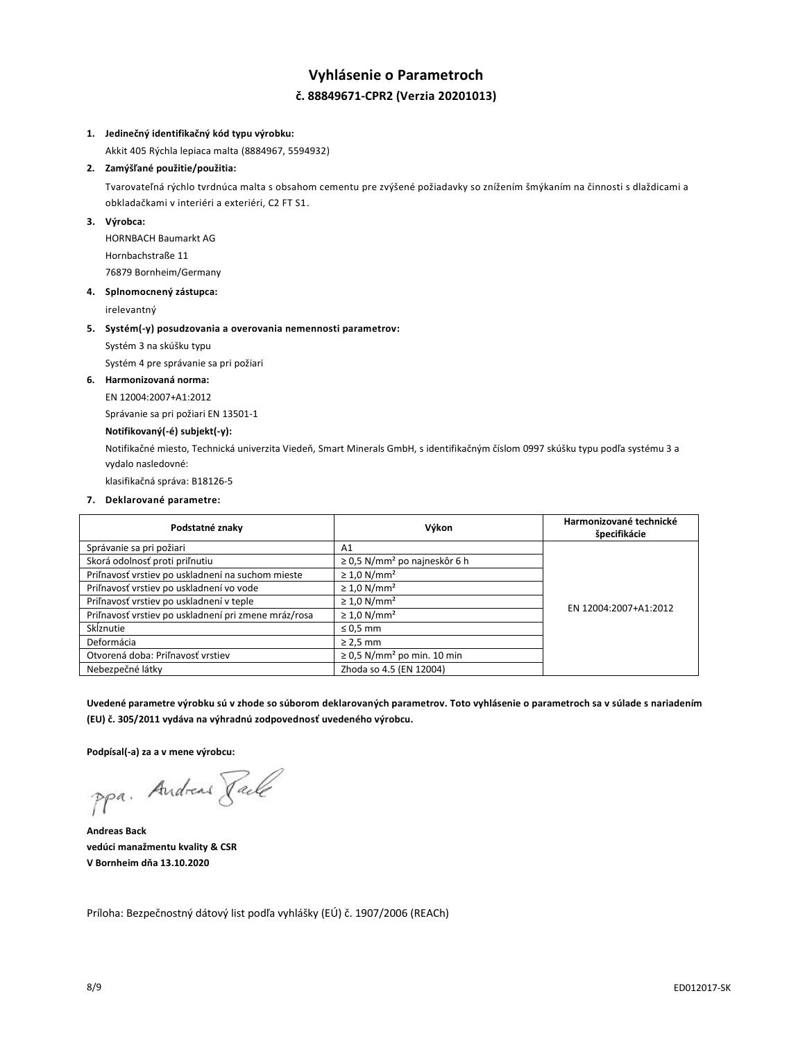# Vyhlásenie o Parametroch

## č. 88849671-CPR2 (Verzia 20201013)

1. **Jedinečný identifikačný kód typu výrobku:**

   Akkit 405 Rýchla lepiaca malta (8884967, 5594932)

2. **Zamýšľané použitie/použitia:**

   Tvarovateľná rýchlo tvrdnúca malta s obsahom cementu pre zvýšené požiadavky so znížením šmýkaním na činnosti s dlaždicami a obkladačkami v interiéri a exteriéri, C2 FT S1.

3. **Výrobca:**

   HORNBACH Baumarkt AG

   Hornbachstraße 11

   76879 Bornheim/Germany

4. **Splnomocnený zástupca:**

   irelevantný

5. **Systém(-y) posudzovania a overovania nemennosti parametrov:**

   Systém 3 na skúšku typu

   Systém 4 pre správanie sa pri požiari

6. **Harmonizovaná norma:**

   EN 12004:2007+A1:2012

   Správanie sa pri požiari EN 13501-1

   **Notifikovaný(-é) subjekt(-y):**

   Notifikačné miesto, Technická univerzita Viedeň, Smart Minerals GmbH, s identifikačným číslom 0997 skúšku typu podľa systému 3 a vydalo nasledovné:

   klasifikačná správa: B18126-5

7. **Deklarované parametre:**

| Podstatné znaky | Výkon | Harmonizované technické špecifikácie |
|---|---|---|
| Správanie sa pri požiari | A1 | EN 12004:2007+A1:2012 |
| Skorá odolnosť proti priľnutiu | ≥ 0,5 N/mm² po najneskôr 6 h | |
| Priľnavosť vrstiev po uskladnení na suchom mieste | ≥ 1,0 N/mm² | |
| Priľnavosť vrstiev po uskladnení vo vode | ≥ 1,0 N/mm² | |
| Priľnavosť vrstiev po uskladnení v teple | ≥ 1,0 N/mm² | |
| Priľnavosť vrstiev po uskladnení pri zmene mráz/rosa | ≥ 1,0 N/mm² | |
| Sklznutie | ≤ 0,5 mm | |
| Deformácia | ≥ 2,5 mm | |
| Otvorená doba: Priľnavosť vrstiev | ≥ 0,5 N/mm² po min. 10 min | |
| Nebezpečné látky | Zhoda so 4.5 (EN 12004) | |

**Uvedené parametre výrobku sú v zhode so súborom deklarovaných parametrov. Toto vyhlásenie o parametroch sa v súlade s nariadením (EU) č. 305/2011 vydáva na výhradnú zodpovednosť uvedeného výrobcu.**

**Podpísal(-a) za a v mene výrobcu:**

ppa. Andreas Back

**Andreas Back**
**vedúci manažmentu kvality & CSR**
**V Bornheim dňa 13.10.2020**

Príloha: Bezpečnostný dátový list podľa vyhlášky (EÚ) č. 1907/2006 (REACh)

ED012017-SK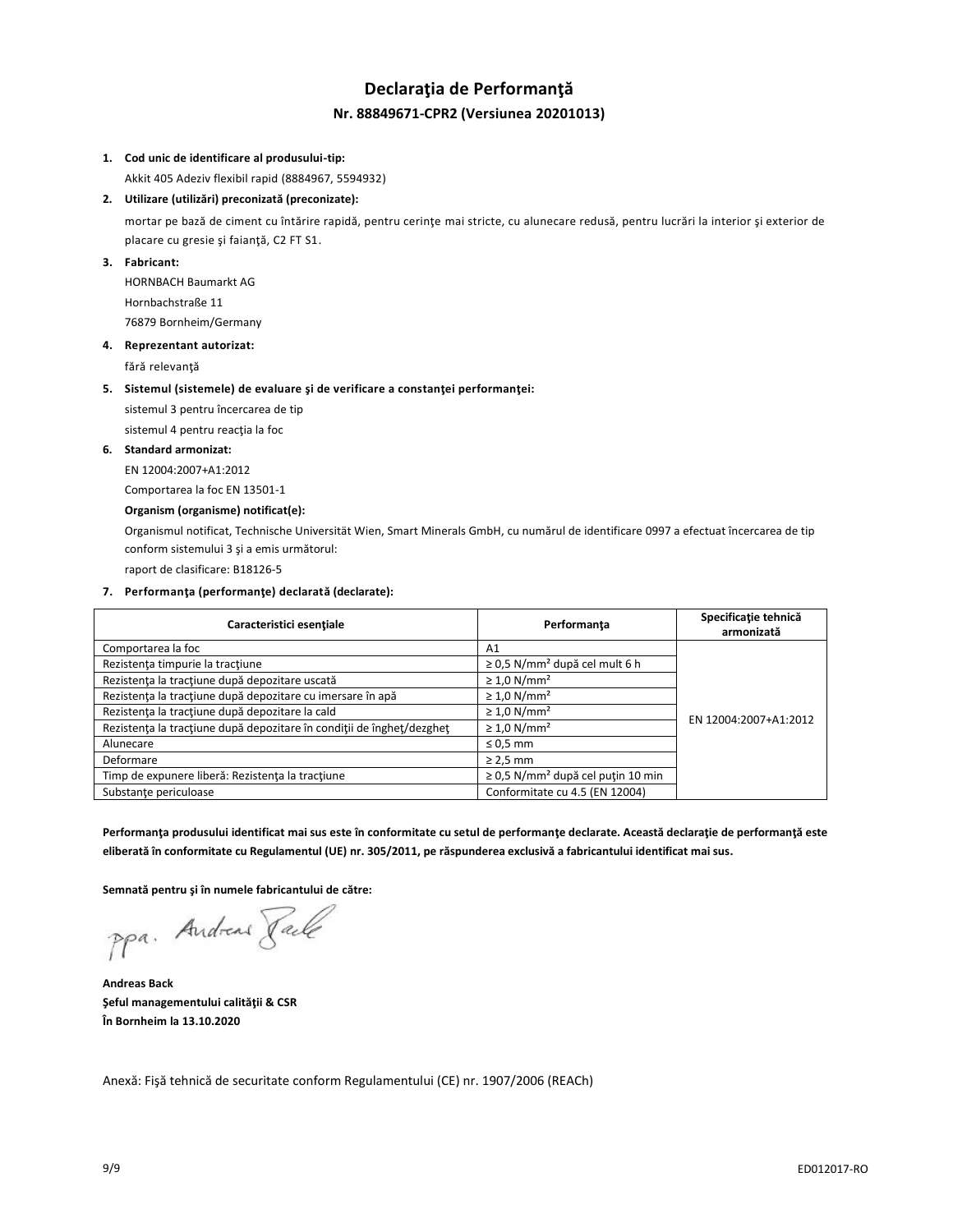# Declaraţia de Performanţă

## Nr. 88849671-CPR2 (Versiunea 20201013)

1. **Cod unic de identificare al produsului-tip:**

   Akkit 405 Adeziv flexibil rapid (8884967, 5594932)

2. **Utilizare (utilizări) preconizată (preconizate):**

   mortar pe bază de ciment cu întărire rapidă, pentru cerinţe mai stricte, cu alunecare redusă, pentru lucrări la interior şi exterior de placare cu gresie şi faianţă, C2 FT S1.

3. **Fabricant:**

   HORNBACH Baumarkt AG

   Hornbachstraße 11

   76879 Bornheim/Germany

4. **Reprezentant autorizat:**

   fără relevanţă

5. **Sistemul (sistemele) de evaluare şi de verificare a constanţei performanţei:**

   sistemul 3 pentru încercarea de tip

   sistemul 4 pentru reacţia la foc

6. **Standard armonizat:**

   EN 12004:2007+A1:2012

   Comportarea la foc EN 13501-1

   **Organism (organisme) notificat(e):**

   Organismul notificat, Technische Universität Wien, Smart Minerals GmbH, cu numărul de identificare 0997 a efectuat încercarea de tip conform sistemului 3 şi a emis următorul:

   raport de clasificare: B18126-5

7. **Performanţa (performanţe) declarată (declarate):**

| Caracteristici esenţiale | Performanţa | Specificaţie tehnică armonizată |
|---|---|---|
| Comportarea la foc | A1 | EN 12004:2007+A1:2012 |
| Rezistenţa timpurie la tracţiune | ≥ 0,5 N/mm² după cel mult 6 h | |
| Rezistenţa la tracţiune după depozitare uscată | ≥ 1,0 N/mm² | |
| Rezistenţa la tracţiune după depozitare cu imersare în apă | ≥ 1,0 N/mm² | |
| Rezistenţa la tracţiune după depozitare la cald | ≥ 1,0 N/mm² | |
| Rezistenţa la tracţiune după depozitare în condiţii de îngheţ/dezgheţ | ≥ 1,0 N/mm² | |
| Alunecare | ≤ 0,5 mm | |
| Deformare | ≥ 2,5 mm | |
| Timp de expunere liberă: Rezistenţa la tracţiune | ≥ 0,5 N/mm² după cel puţin 10 min | |
| Substanţe periculoase | Conformitate cu 4.5 (EN 12004) | |

**Performanţa produsului identificat mai sus este în conformitate cu setul de performanţe declarate. Această declaraţie de performanţă este eliberată în conformitate cu Regulamentul (UE) nr. 305/2011, pe răspunderea exclusivă a fabricantului identificat mai sus.**

**Semnată pentru şi în numele fabricantului de către:**

ppa. Andreas Back

**Andreas Back**
**Şeful managementului calităţii & CSR**
**În Bornheim la 13.10.2020**

Anexă: Fişă tehnică de securitate conform Regulamentului (CE) nr. 1907/2006 (REACh)

ED012017-RO